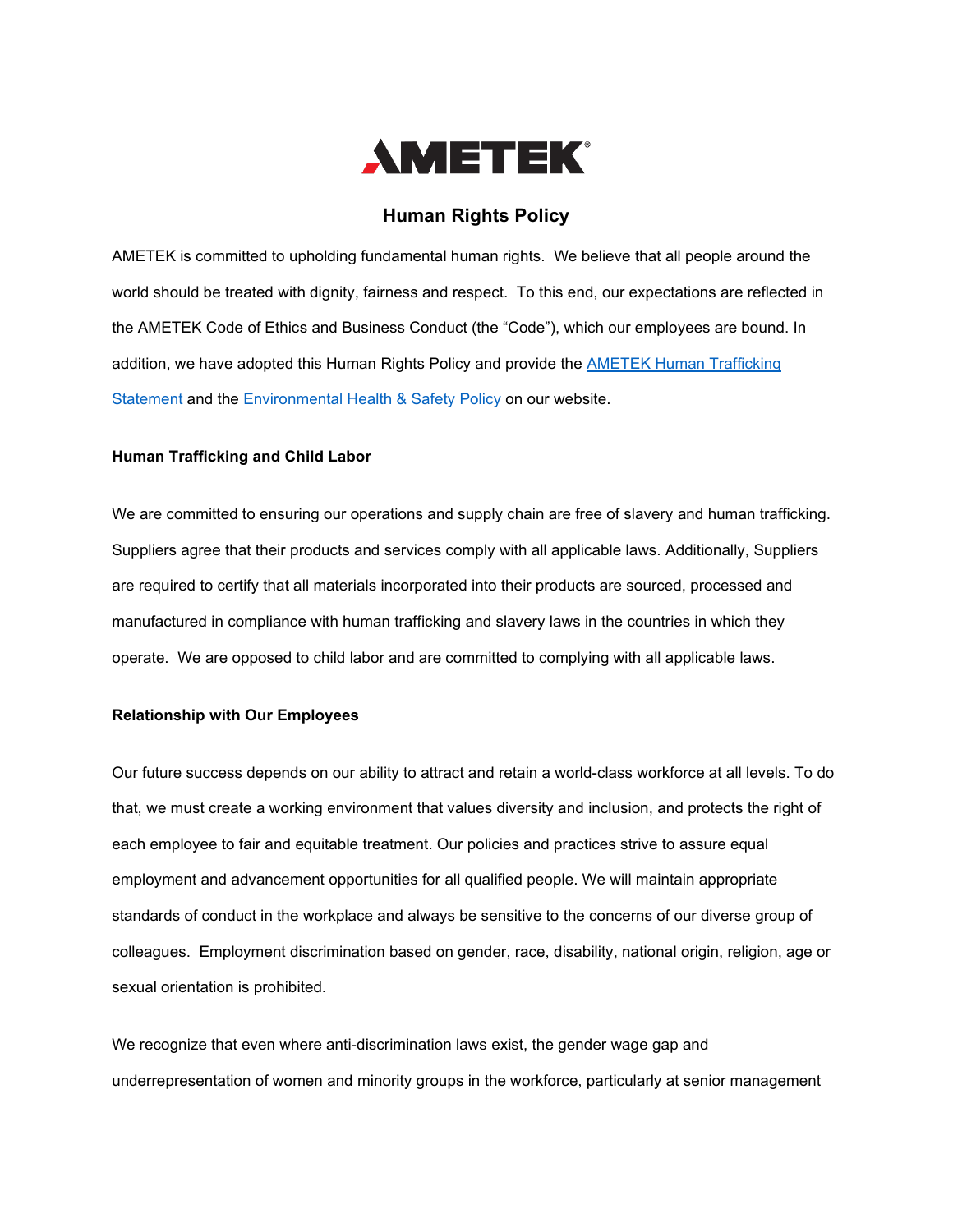AMETEK®

# Human Rights Policy

AMETEK is committed to upholding fundamental human rights. We believe that all people around the world should be treated with dignity, fairness and respect. To this end, our expectations are reflected in the AMETEK Code of Ethics and Business Conduct (the "Code"), which our employees are bound. In addition, we have adopted this Human Rights Policy and provide the AMETEK Human Trafficking Statement and the Environmental Health & Safety Policy on our website.

**Human Trafficking and Child Labor**

We are committed to ensuring our operations and supply chain are free of slavery and human trafficking. Suppliers agree that their products and services comply with all applicable laws. Additionally, Suppliers are required to certify that all materials incorporated into their products are sourced, processed and manufactured in compliance with human trafficking and slavery laws in the countries in which they operate. We are opposed to child labor and are committed to complying with all applicable laws.

**Relationship with Our Employees**

Our future success depends on our ability to attract and retain a world-class workforce at all levels. To do that, we must create a working environment that values diversity and inclusion, and protects the right of each employee to fair and equitable treatment. Our policies and practices strive to assure equal employment and advancement opportunities for all qualified people. We will maintain appropriate standards of conduct in the workplace and always be sensitive to the concerns of our diverse group of colleagues. Employment discrimination based on gender, race, disability, national origin, religion, age or sexual orientation is prohibited.

We recognize that even where anti-discrimination laws exist, the gender wage gap and underrepresentation of women and minority groups in the workforce, particularly at senior management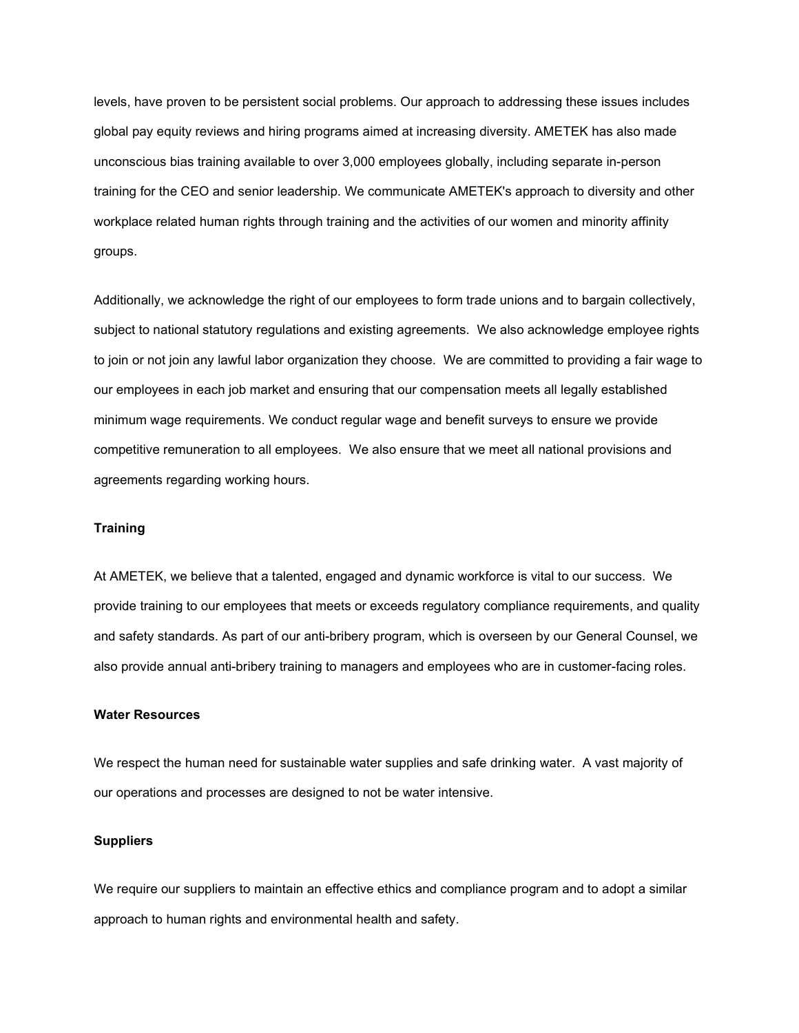levels, have proven to be persistent social problems. Our approach to addressing these issues includes global pay equity reviews and hiring programs aimed at increasing diversity. AMETEK has also made unconscious bias training available to over 3,000 employees globally, including separate in-person training for the CEO and senior leadership. We communicate AMETEK's approach to diversity and other workplace related human rights through training and the activities of our women and minority affinity groups.

Additionally, we acknowledge the right of our employees to form trade unions and to bargain collectively, subject to national statutory regulations and existing agreements. We also acknowledge employee rights to join or not join any lawful labor organization they choose. We are committed to providing a fair wage to our employees in each job market and ensuring that our compensation meets all legally established minimum wage requirements. We conduct regular wage and benefit surveys to ensure we provide competitive remuneration to all employees. We also ensure that we meet all national provisions and agreements regarding working hours.

**Training**

At AMETEK, we believe that a talented, engaged and dynamic workforce is vital to our success. We provide training to our employees that meets or exceeds regulatory compliance requirements, and quality and safety standards. As part of our anti-bribery program, which is overseen by our General Counsel, we also provide annual anti-bribery training to managers and employees who are in customer-facing roles.

**Water Resources**

We respect the human need for sustainable water supplies and safe drinking water. A vast majority of our operations and processes are designed to not be water intensive.

**Suppliers**

We require our suppliers to maintain an effective ethics and compliance program and to adopt a similar approach to human rights and environmental health and safety.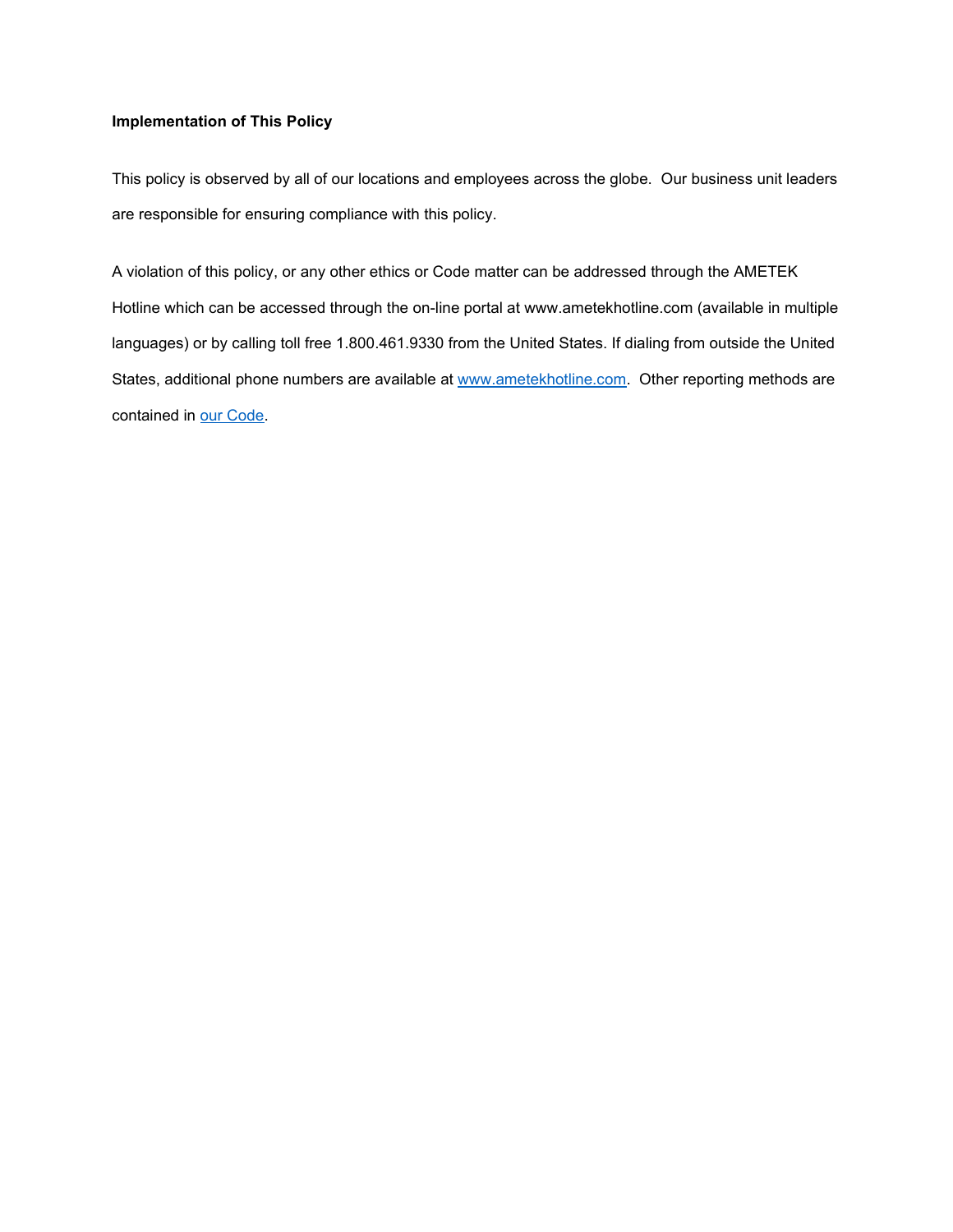**Implementation of This Policy**

This policy is observed by all of our locations and employees across the globe. Our business unit leaders are responsible for ensuring compliance with this policy.

A violation of this policy, or any other ethics or Code matter can be addressed through the AMETEK Hotline which can be accessed through the on-line portal at www.ametekhotline.com (available in multiple languages) or by calling toll free 1.800.461.9330 from the United States. If dialing from outside the United States, additional phone numbers are available at www.ametekhotline.com. Other reporting methods are contained in our Code.